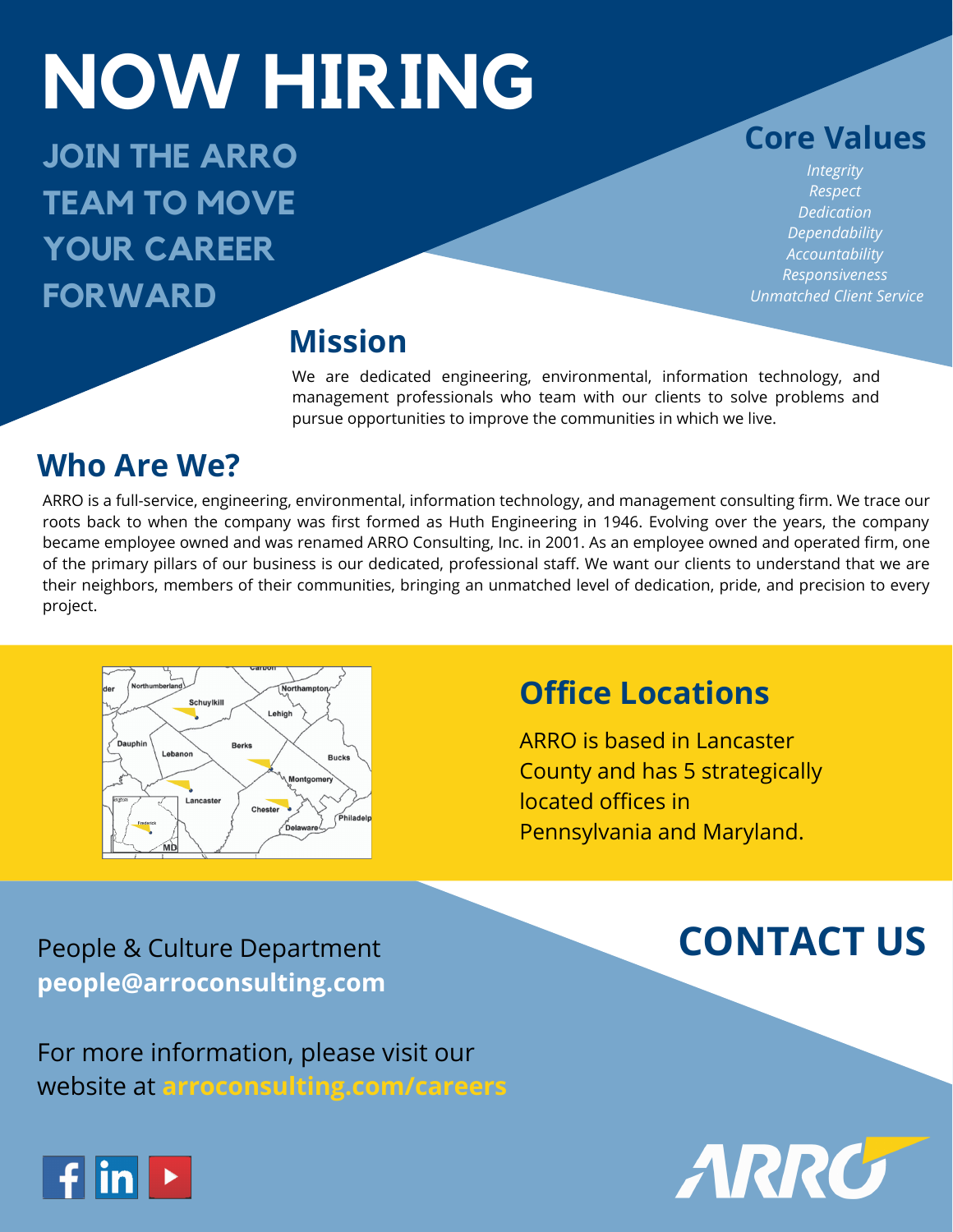# NOW HIRING

## JOIN THE ARRO TEAM TO MOVE YOUR CAREER FORWARD

## Core Values

*Integrity*
*Respect*
*Dedication*
*Dependability*
*Accountability*
*Responsiveness*
*Unmatched Client Service*

## Mission

We are dedicated engineering, environmental, information technology, and management professionals who team with our clients to solve problems and pursue opportunities to improve the communities in which we live.

## Who Are We?

ARRO is a full-service, engineering, environmental, information technology, and management consulting firm. We trace our roots back to when the company was first formed as Huth Engineering in 1946. Evolving over the years, the company became employee owned and was renamed ARRO Consulting, Inc. in 2001. As an employee owned and operated firm, one of the primary pillars of our business is our dedicated, professional staff. We want our clients to understand that we are their neighbors, members of their communities, bringing an unmatched level of dedication, pride, and precision to every project.

## Office Locations

ARRO is based in Lancaster County and has 5 strategically located offices in Pennsylvania and Maryland.

## CONTACT US

People & Culture Department
**people@arroconsulting.com**

For more information, please visit our website at **arroconsulting.com/careers**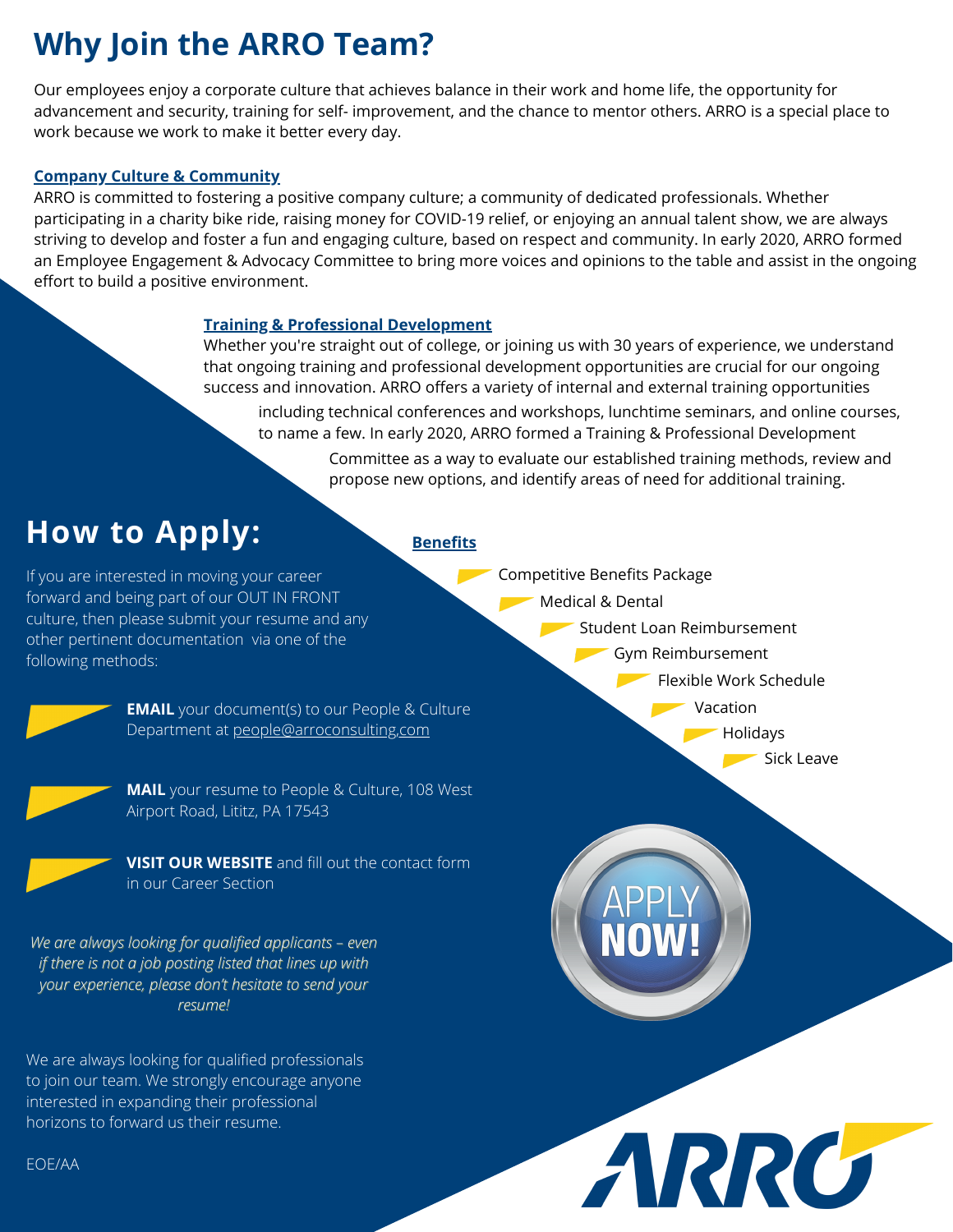# Why Join the ARRO Team?

Our employees enjoy a corporate culture that achieves balance in their work and home life, the opportunity for advancement and security, training for self- improvement, and the chance to mentor others. ARRO is a special place to work because we work to make it better every day.

### Company Culture & Community

ARRO is committed to fostering a positive company culture; a community of dedicated professionals. Whether participating in a charity bike ride, raising money for COVID-19 relief, or enjoying an annual talent show, we are always striving to develop and foster a fun and engaging culture, based on respect and community. In early 2020, ARRO formed an Employee Engagement & Advocacy Committee to bring more voices and opinions to the table and assist in the ongoing effort to build a positive environment.

### Training & Professional Development

Whether you're straight out of college, or joining us with 30 years of experience, we understand that ongoing training and professional development opportunities are crucial for our ongoing success and innovation. ARRO offers a variety of internal and external training opportunities including technical conferences and workshops, lunchtime seminars, and online courses, to name a few. In early 2020, ARRO formed a Training & Professional Development Committee as a way to evaluate our established training methods, review and propose new options, and identify areas of need for additional training.

### Benefits

- Competitive Benefits Package
- Medical & Dental
- Student Loan Reimbursement
- Gym Reimbursement
- Flexible Work Schedule
- Vacation
- Holidays
- Sick Leave

## How to Apply:

If you are interested in moving your career forward and being part of our OUT IN FRONT culture, then please submit your resume and any other pertinent documentation via one of the following methods:

- **EMAIL** your document(s) to our People & Culture Department at people@arroconsulting.com
- **MAIL** your resume to People & Culture, 108 West Airport Road, Lititz, PA 17543
- **VISIT OUR WEBSITE** and fill out the contact form in our Career Section

*We are always looking for qualified applicants – even if there is not a job posting listed that lines up with your experience, please don't hesitate to send your resume!*

We are always looking for qualified professionals to join our team. We strongly encourage anyone interested in expanding their professional horizons to forward us their resume.

APPLY NOW!

EOE/AA

ARRO